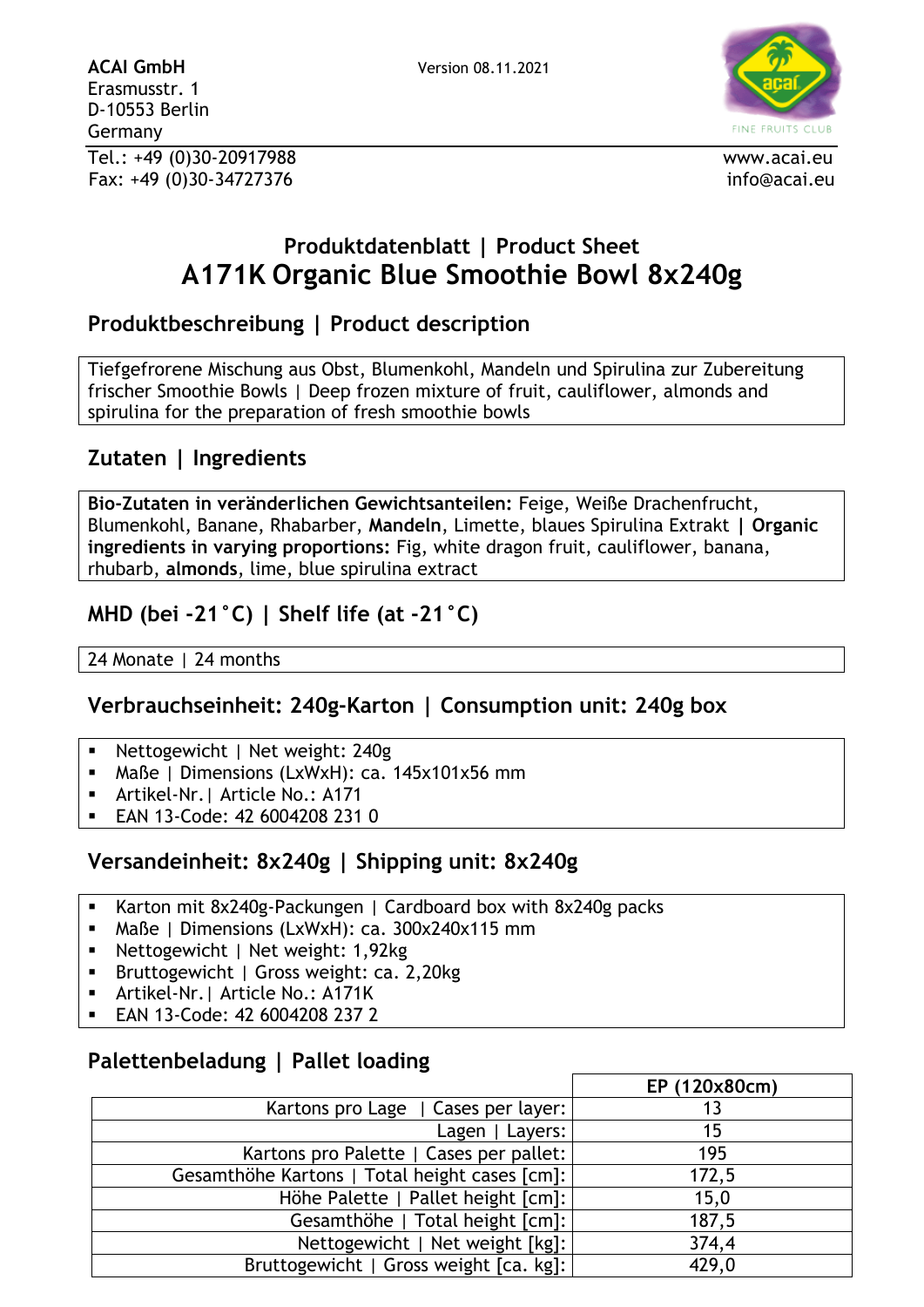**ACAI GmbH**
Erasmusstr. 1
D-10553 Berlin
Germany

Version 08.11.2021

Tel.: +49 (0)30-20917988
Fax: +49 (0)30-34727376

www.acai.eu
info@acai.eu

# Produktdatenblatt | Product Sheet
# A171K Organic Blue Smoothie Bowl 8x240g

## Produktbeschreibung | Product description

Tiefgefrorene Mischung aus Obst, Blumenkohl, Mandeln und Spirulina zur Zubereitung frischer Smoothie Bowls | Deep frozen mixture of fruit, cauliflower, almonds and spirulina for the preparation of fresh smoothie bowls

## Zutaten | Ingredients

**Bio-Zutaten in veränderlichen Gewichtsanteilen:** Feige, Weiße Drachenfrucht, Blumenkohl, Banane, Rhabarber, **Mandeln**, Limette, blaues Spirulina Extrakt **| Organic ingredients in varying proportions:** Fig, white dragon fruit, cauliflower, banana, rhubarb, **almonds**, lime, blue spirulina extract

## MHD (bei -21°C) | Shelf life (at -21°C)

24 Monate | 24 months

## Verbrauchseinheit: 240g-Karton | Consumption unit: 240g box

- Nettogewicht | Net weight: 240g
- Maße | Dimensions (LxWxH): ca. 145x101x56 mm
- Artikel-Nr.| Article No.: A171
- EAN 13-Code: 42 6004208 231 0

## Versandeinheit: 8x240g | Shipping unit: 8x240g

- Karton mit 8x240g-Packungen | Cardboard box with 8x240g packs
- Maße | Dimensions (LxWxH): ca. 300x240x115 mm
- Nettogewicht | Net weight: 1,92kg
- Bruttogewicht | Gross weight: ca. 2,20kg
- Artikel-Nr.| Article No.: A171K
- EAN 13-Code: 42 6004208 237 2

## Palettenbeladung | Pallet loading

| | EP (120x80cm) |
|---:|:---:|
| Kartons pro Lage \| Cases per layer: | 13 |
| Lagen \| Layers: | 15 |
| Kartons pro Palette \| Cases per pallet: | 195 |
| Gesamthöhe Kartons \| Total height cases [cm]: | 172,5 |
| Höhe Palette \| Pallet height [cm]: | 15,0 |
| Gesamthöhe \| Total height [cm]: | 187,5 |
| Nettogewicht \| Net weight [kg]: | 374,4 |
| Bruttogewicht \| Gross weight [ca. kg]: | 429,0 |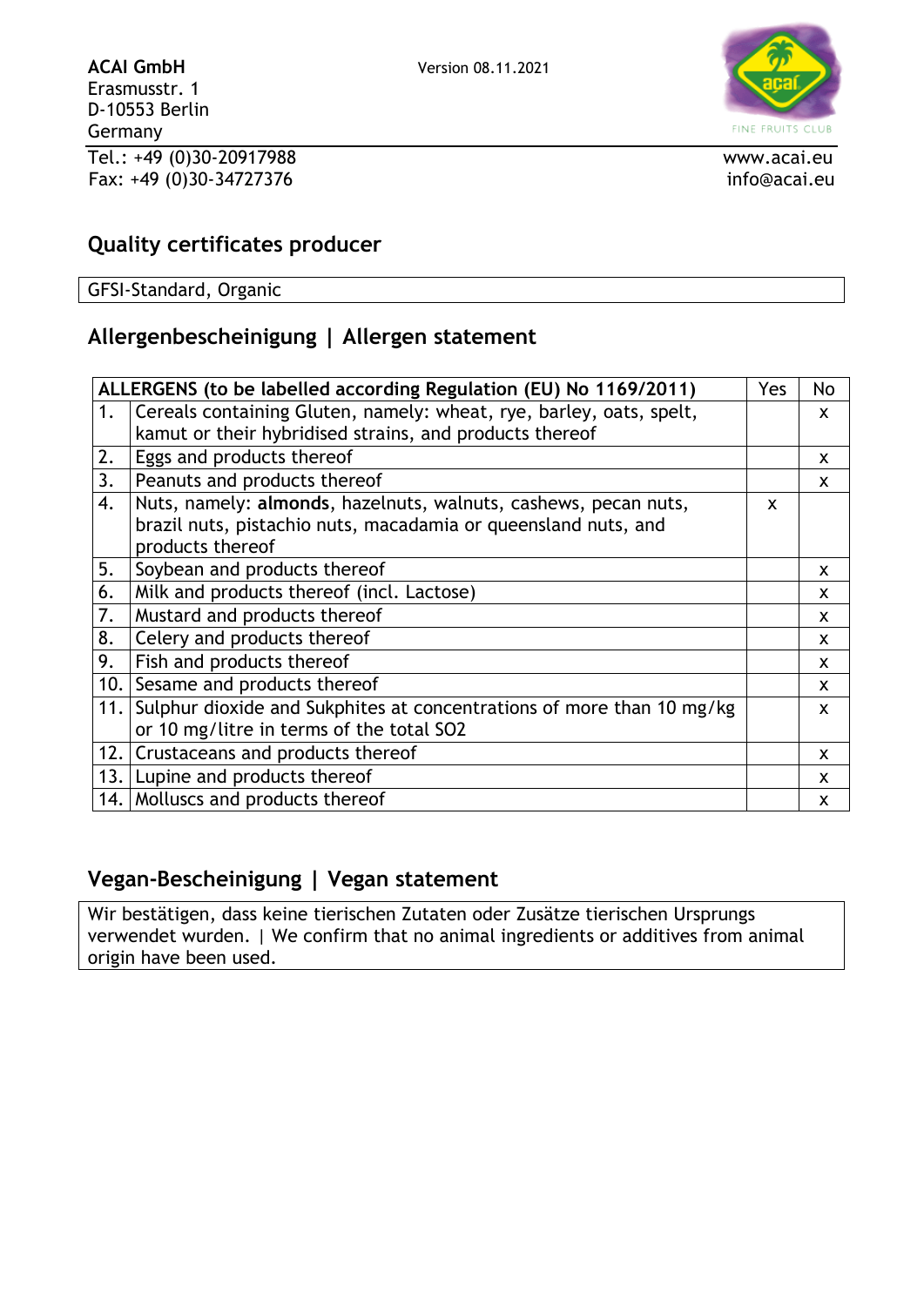**ACAI GmbH**
Erasmusstr. 1
D-10553 Berlin
Germany

Version 08.11.2021

FINE FRUITS CLUB

Tel.: +49 (0)30-20917988
Fax: +49 (0)30-34727376

www.acai.eu
info@acai.eu

## Quality certificates producer

| GFSI-Standard, Organic |
|---|

## Allergenbescheinigung | Allergen statement

| | ALLERGENS (to be labelled according Regulation (EU) No 1169/2011) | Yes | No |
|---|---|---|---|
| 1. | Cereals containing Gluten, namely: wheat, rye, barley, oats, spelt, kamut or their hybridised strains, and products thereof | | x |
| 2. | Eggs and products thereof | | x |
| 3. | Peanuts and products thereof | | x |
| 4. | Nuts, namely: **almonds**, hazelnuts, walnuts, cashews, pecan nuts, brazil nuts, pistachio nuts, macadamia or queensland nuts, and products thereof | x | |
| 5. | Soybean and products thereof | | x |
| 6. | Milk and products thereof (incl. Lactose) | | x |
| 7. | Mustard and products thereof | | x |
| 8. | Celery and products thereof | | x |
| 9. | Fish and products thereof | | x |
| 10. | Sesame and products thereof | | x |
| 11. | Sulphur dioxide and Sukphites at concentrations of more than 10 mg/kg or 10 mg/litre in terms of the total SO2 | | x |
| 12. | Crustaceans and products thereof | | x |
| 13. | Lupine and products thereof | | x |
| 14. | Molluscs and products thereof | | x |

## Vegan-Bescheinigung | Vegan statement

| Wir bestätigen, dass keine tierischen Zutaten oder Zusätze tierischen Ursprungs verwendet wurden. \| We confirm that no animal ingredients or additives from animal origin have been used. |
|---|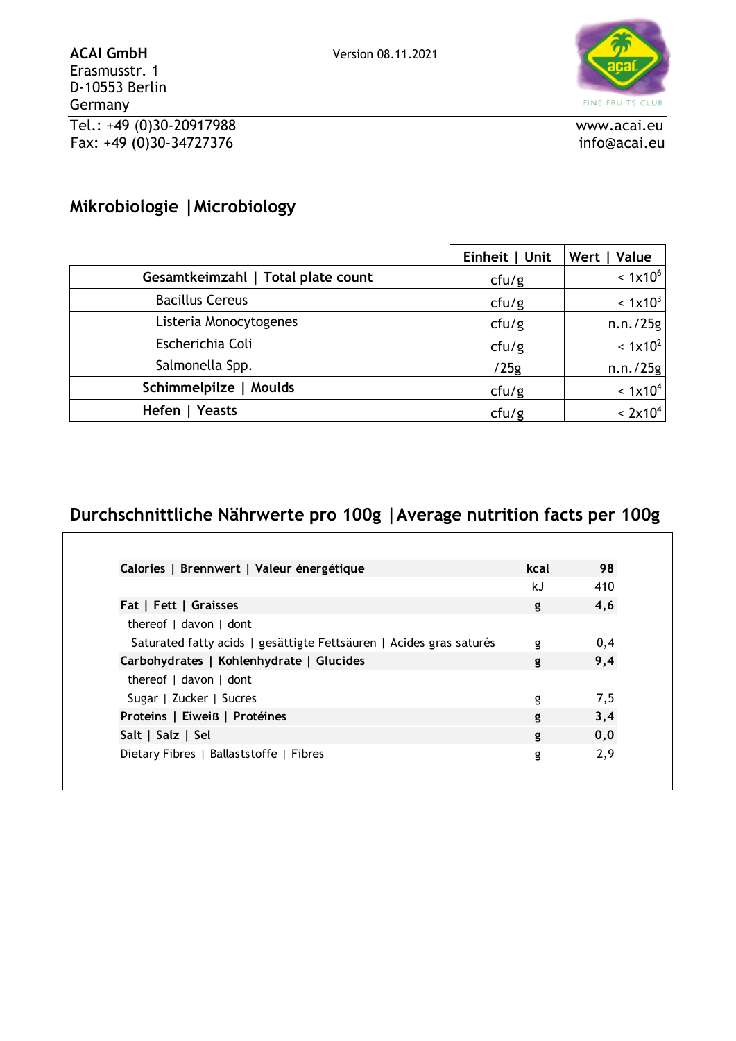**ACAI GmbH**
Erasmusstr. 1
D-10553 Berlin
Germany

Version 08.11.2021

Tel.: +49 (0)30-20917988
Fax: +49 (0)30-34727376

www.acai.eu
info@acai.eu

## Mikrobiologie | Microbiology

| | Einheit \| Unit | Wert \| Value |
|---|---|---|
| **Gesamtkeimzahl \| Total plate count** | cfu/g | $< 1x10^6$ |
| Bacillus Cereus | cfu/g | $< 1x10^3$ |
| Listeria Monocytogenes | cfu/g | n.n./25g |
| Escherichia Coli | cfu/g | $< 1x10^2$ |
| Salmonella Spp. | /25g | n.n./25g |
| **Schimmelpilze \| Moulds** | cfu/g | $< 1x10^4$ |
| **Hefen \| Yeasts** | cfu/g | $< 2x10^4$ |

## Durchschnittliche Nährwerte pro 100g | Average nutrition facts per 100g

| | | |
|---|---|---|
| **Calories \| Brennwert \| Valeur énergétique** | **kcal** | **98** |
| | kJ | 410 |
| **Fat \| Fett \| Graisses** | **g** | **4,6** |
| thereof \| davon \| dont | | |
| Saturated fatty acids \| gesättigte Fettsäuren \| Acides gras saturés | g | 0,4 |
| **Carbohydrates \| Kohlenhydrate \| Glucides** | **g** | **9,4** |
| thereof \| davon \| dont | | |
| Sugar \| Zucker \| Sucres | g | 7,5 |
| **Proteins \| Eiweiß \| Protéines** | **g** | **3,4** |
| **Salt \| Salz \| Sel** | **g** | **0,0** |
| Dietary Fibres \| Ballaststoffe \| Fibres | g | 2,9 |